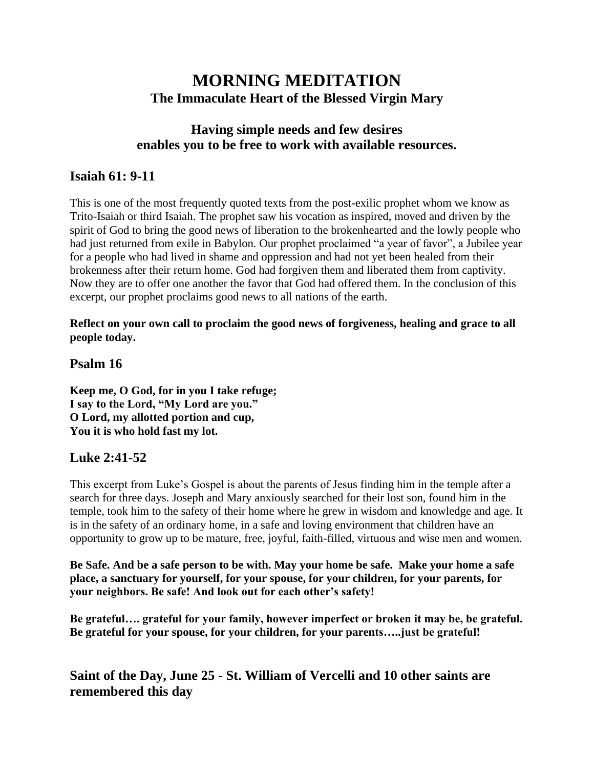# MORNING MEDITATION

## The Immaculate Heart of the Blessed Virgin Mary

### Having simple needs and few desires enables you to be free to work with available resources.

## Isaiah 61: 9-11

This is one of the most frequently quoted texts from the post-exilic prophet whom we know as Trito-Isaiah or third Isaiah. The prophet saw his vocation as inspired, moved and driven by the spirit of God to bring the good news of liberation to the brokenhearted and the lowly people who had just returned from exile in Babylon. Our prophet proclaimed "a year of favor", a Jubilee year for a people who had lived in shame and oppression and had not yet been healed from their brokenness after their return home. God had forgiven them and liberated them from captivity. Now they are to offer one another the favor that God had offered them. In the conclusion of this excerpt, our prophet proclaims good news to all nations of the earth.

**Reflect on your own call to proclaim the good news of forgiveness, healing and grace to all people today.**

## Psalm 16

**Keep me, O God, for in you I take refuge;**
**I say to the Lord, "My Lord are you."**
**O Lord, my allotted portion and cup,**
**You it is who hold fast my lot.**

## Luke 2:41-52

This excerpt from Luke's Gospel is about the parents of Jesus finding him in the temple after a search for three days. Joseph and Mary anxiously searched for their lost son, found him in the temple, took him to the safety of their home where he grew in wisdom and knowledge and age. It is in the safety of an ordinary home, in a safe and loving environment that children have an opportunity to grow up to be mature, free, joyful, faith-filled, virtuous and wise men and women.

**Be Safe. And be a safe person to be with. May your home be safe. Make your home a safe place, a sanctuary for yourself, for your spouse, for your children, for your parents, for your neighbors. Be safe! And look out for each other's safety!**

**Be grateful…. grateful for your family, however imperfect or broken it may be, be grateful. Be grateful for your spouse, for your children, for your parents…..just be grateful!**

## Saint of the Day, June 25 - St. William of Vercelli and 10 other saints are remembered this day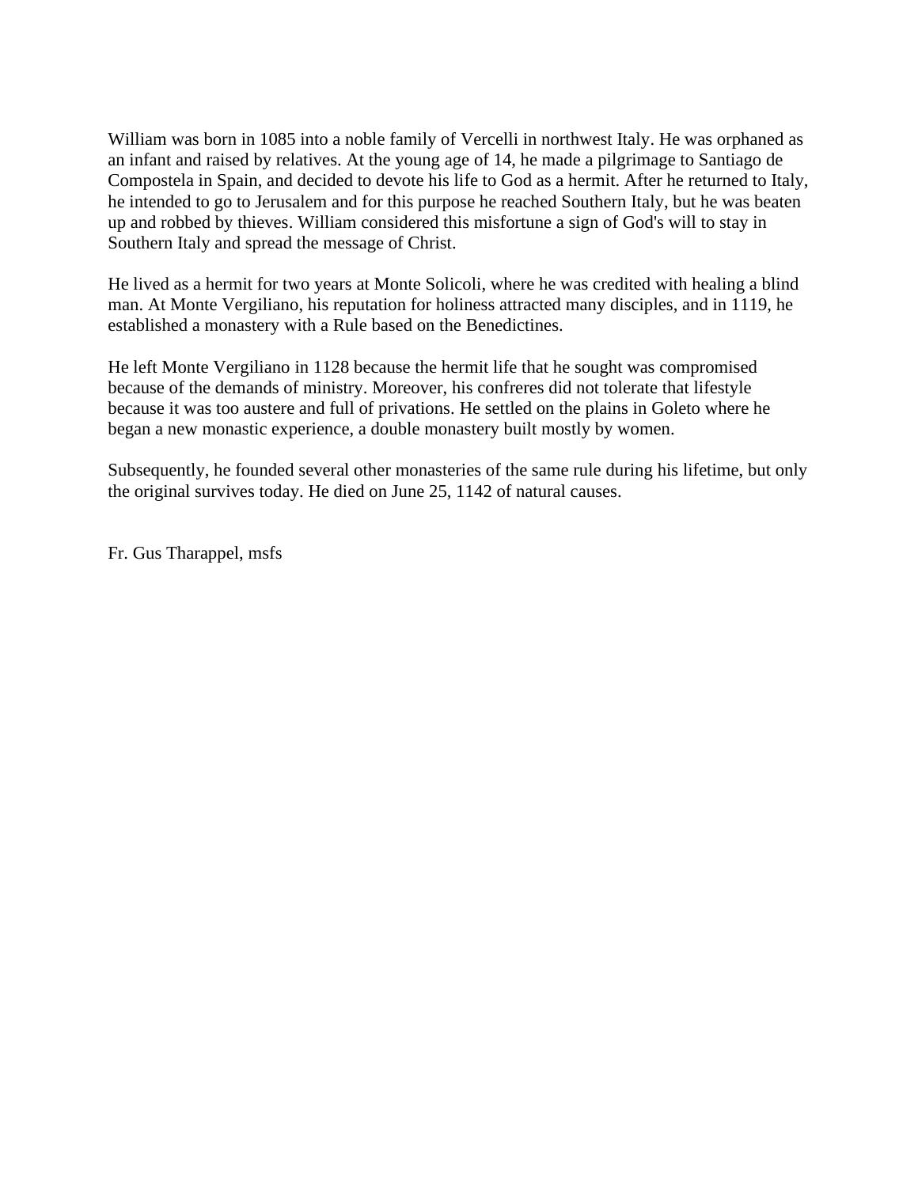William was born in 1085 into a noble family of Vercelli in northwest Italy. He was orphaned as an infant and raised by relatives. At the young age of 14, he made a pilgrimage to Santiago de Compostela in Spain, and decided to devote his life to God as a hermit. After he returned to Italy, he intended to go to Jerusalem and for this purpose he reached Southern Italy, but he was beaten up and robbed by thieves. William considered this misfortune a sign of God's will to stay in Southern Italy and spread the message of Christ.

He lived as a hermit for two years at Monte Solicoli, where he was credited with healing a blind man. At Monte Vergiliano, his reputation for holiness attracted many disciples, and in 1119, he established a monastery with a Rule based on the Benedictines.

He left Monte Vergiliano in 1128 because the hermit life that he sought was compromised because of the demands of ministry. Moreover, his confreres did not tolerate that lifestyle because it was too austere and full of privations. He settled on the plains in Goleto where he began a new monastic experience, a double monastery built mostly by women.

Subsequently, he founded several other monasteries of the same rule during his lifetime, but only the original survives today. He died on June 25, 1142 of natural causes.

Fr. Gus Tharappel, msfs